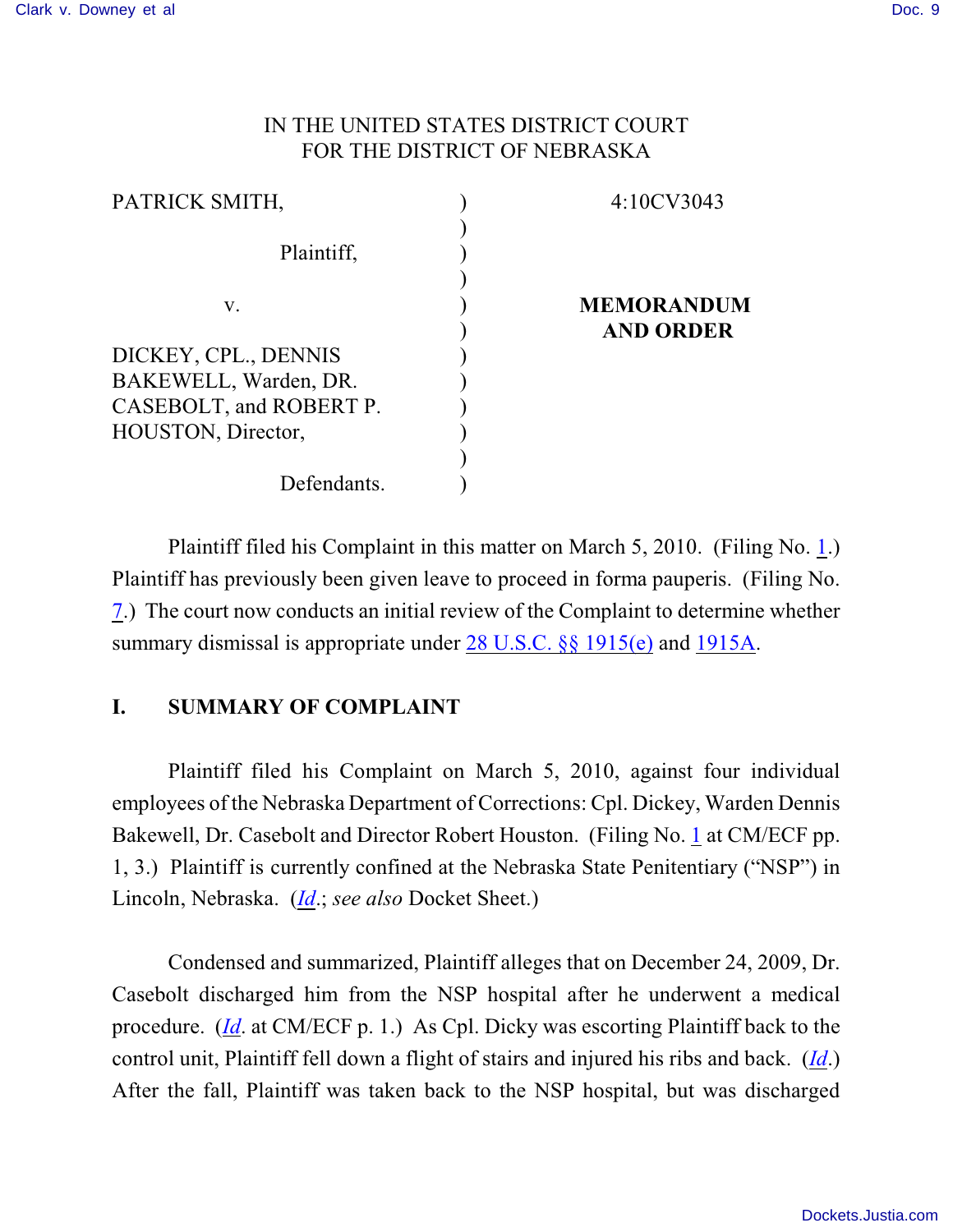IN THE UNITED STATES DISTRICT COURT
FOR THE DISTRICT OF NEBRASKA

| | | |
|---|---|---|
| PATRICK SMITH, | ) | 4:10CV3043 |
| | ) | |
| Plaintiff, | ) | |
| | ) | |
| v. | ) | **MEMORANDUM AND ORDER** |
| | ) | |
| DICKEY, CPL., DENNIS BAKEWELL, Warden, DR. CASEBOLT, and ROBERT P. HOUSTON, Director, | ) | |
| | ) | |
| Defendants. | ) | |

Plaintiff filed his Complaint in this matter on March 5, 2010. (Filing No. 1.) Plaintiff has previously been given leave to proceed in forma pauperis. (Filing No. 7.) The court now conducts an initial review of the Complaint to determine whether summary dismissal is appropriate under 28 U.S.C. §§ 1915(e) and 1915A.

## I. SUMMARY OF COMPLAINT

Plaintiff filed his Complaint on March 5, 2010, against four individual employees of the Nebraska Department of Corrections: Cpl. Dickey, Warden Dennis Bakewell, Dr. Casebolt and Director Robert Houston. (Filing No. 1 at CM/ECF pp. 1, 3.) Plaintiff is currently confined at the Nebraska State Penitentiary ("NSP") in Lincoln, Nebraska. (*Id*.; *see also* Docket Sheet.)

Condensed and summarized, Plaintiff alleges that on December 24, 2009, Dr. Casebolt discharged him from the NSP hospital after he underwent a medical procedure. (*Id*. at CM/ECF p. 1.) As Cpl. Dicky was escorting Plaintiff back to the control unit, Plaintiff fell down a flight of stairs and injured his ribs and back. (*Id*.) After the fall, Plaintiff was taken back to the NSP hospital, but was discharged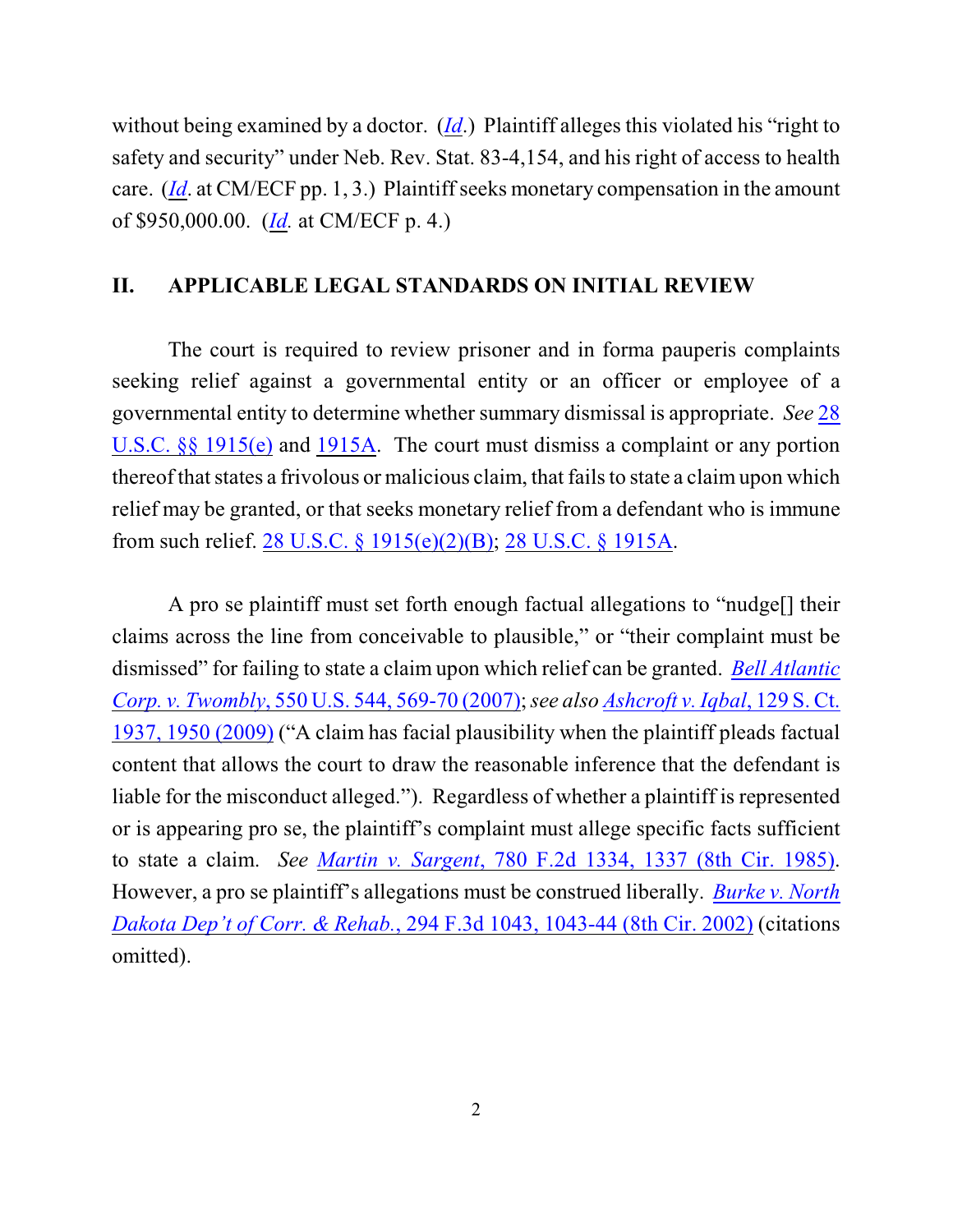without being examined by a doctor. (*Id.*) Plaintiff alleges this violated his "right to safety and security" under Neb. Rev. Stat. 83-4,154, and his right of access to health care. (*Id.* at CM/ECF pp. 1, 3.) Plaintiff seeks monetary compensation in the amount of $950,000.00. (*Id.* at CM/ECF p. 4.)

## II. APPLICABLE LEGAL STANDARDS ON INITIAL REVIEW

The court is required to review prisoner and in forma pauperis complaints seeking relief against a governmental entity or an officer or employee of a governmental entity to determine whether summary dismissal is appropriate. *See* 28 U.S.C. §§ 1915(e) and 1915A. The court must dismiss a complaint or any portion thereof that states a frivolous or malicious claim, that fails to state a claim upon which relief may be granted, or that seeks monetary relief from a defendant who is immune from such relief. 28 U.S.C. § 1915(e)(2)(B); 28 U.S.C. § 1915A.

A pro se plaintiff must set forth enough factual allegations to "nudge[] their claims across the line from conceivable to plausible," or "their complaint must be dismissed" for failing to state a claim upon which relief can be granted. *Bell Atlantic Corp. v. Twombly*, 550 U.S. 544, 569-70 (2007); *see also Ashcroft v. Iqbal*, 129 S. Ct. 1937, 1950 (2009) ("A claim has facial plausibility when the plaintiff pleads factual content that allows the court to draw the reasonable inference that the defendant is liable for the misconduct alleged."). Regardless of whether a plaintiff is represented or is appearing pro se, the plaintiff's complaint must allege specific facts sufficient to state a claim. *See Martin v. Sargent*, 780 F.2d 1334, 1337 (8th Cir. 1985). However, a pro se plaintiff's allegations must be construed liberally. *Burke v. North Dakota Dep't of Corr. & Rehab.*, 294 F.3d 1043, 1043-44 (8th Cir. 2002) (citations omitted).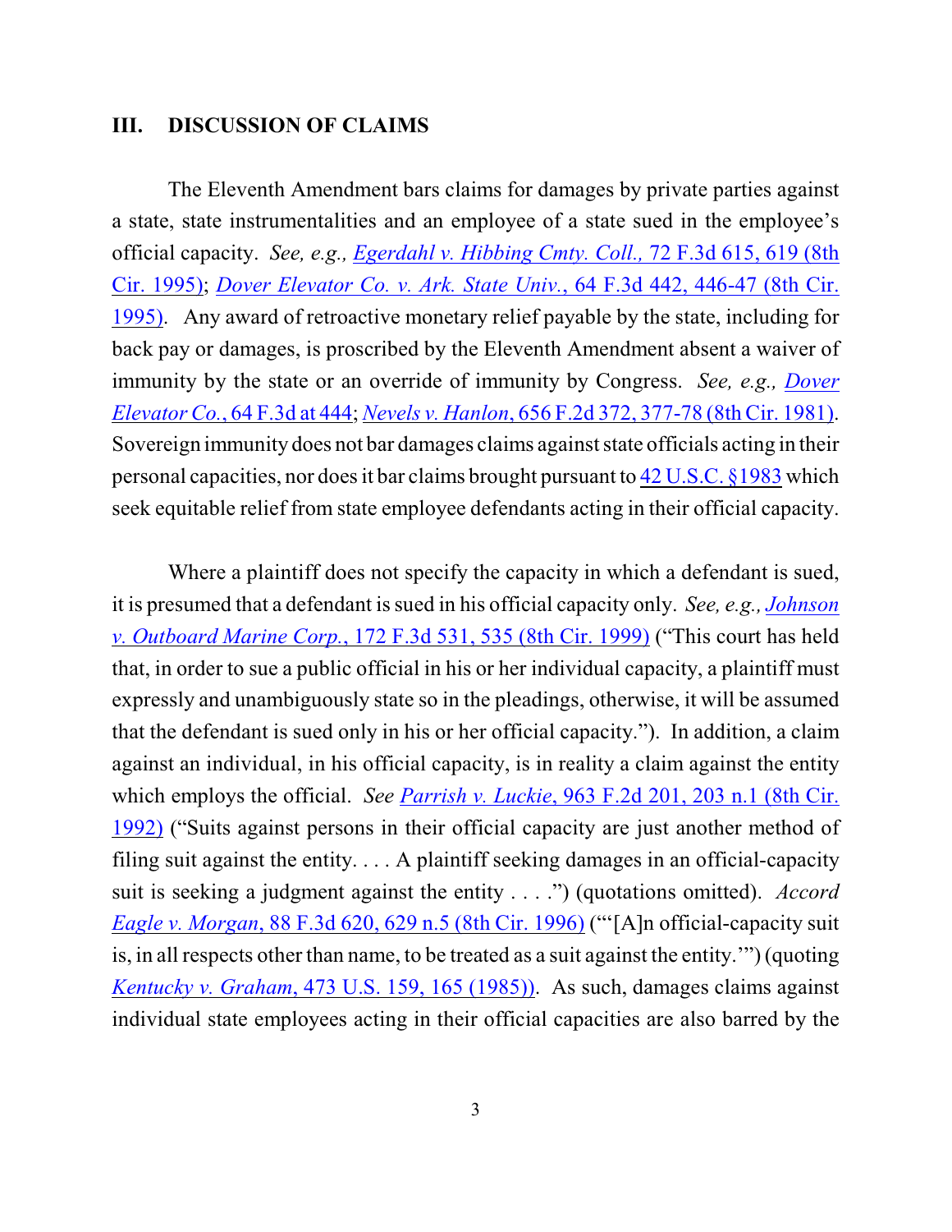## III. DISCUSSION OF CLAIMS

The Eleventh Amendment bars claims for damages by private parties against a state, state instrumentalities and an employee of a state sued in the employee's official capacity. *See, e.g., Egerdahl v. Hibbing Cmty. Coll.*, 72 F.3d 615, 619 (8th Cir. 1995); *Dover Elevator Co. v. Ark. State Univ.*, 64 F.3d 442, 446-47 (8th Cir. 1995). Any award of retroactive monetary relief payable by the state, including for back pay or damages, is proscribed by the Eleventh Amendment absent a waiver of immunity by the state or an override of immunity by Congress. *See, e.g., Dover Elevator Co.*, 64 F.3d at 444; *Nevels v. Hanlon*, 656 F.2d 372, 377-78 (8th Cir. 1981). Sovereign immunity does not bar damages claims against state officials acting in their personal capacities, nor does it bar claims brought pursuant to 42 U.S.C. §1983 which seek equitable relief from state employee defendants acting in their official capacity.

Where a plaintiff does not specify the capacity in which a defendant is sued, it is presumed that a defendant is sued in his official capacity only. *See, e.g., Johnson v. Outboard Marine Corp.*, 172 F.3d 531, 535 (8th Cir. 1999) ("This court has held that, in order to sue a public official in his or her individual capacity, a plaintiff must expressly and unambiguously state so in the pleadings, otherwise, it will be assumed that the defendant is sued only in his or her official capacity."). In addition, a claim against an individual, in his official capacity, is in reality a claim against the entity which employs the official. *See Parrish v. Luckie*, 963 F.2d 201, 203 n.1 (8th Cir. 1992) ("Suits against persons in their official capacity are just another method of filing suit against the entity. . . . A plaintiff seeking damages in an official-capacity suit is seeking a judgment against the entity . . . .") (quotations omitted). *Accord Eagle v. Morgan*, 88 F.3d 620, 629 n.5 (8th Cir. 1996) ("'[A]n official-capacity suit is, in all respects other than name, to be treated as a suit against the entity.'") (quoting *Kentucky v. Graham*, 473 U.S. 159, 165 (1985)). As such, damages claims against individual state employees acting in their official capacities are also barred by the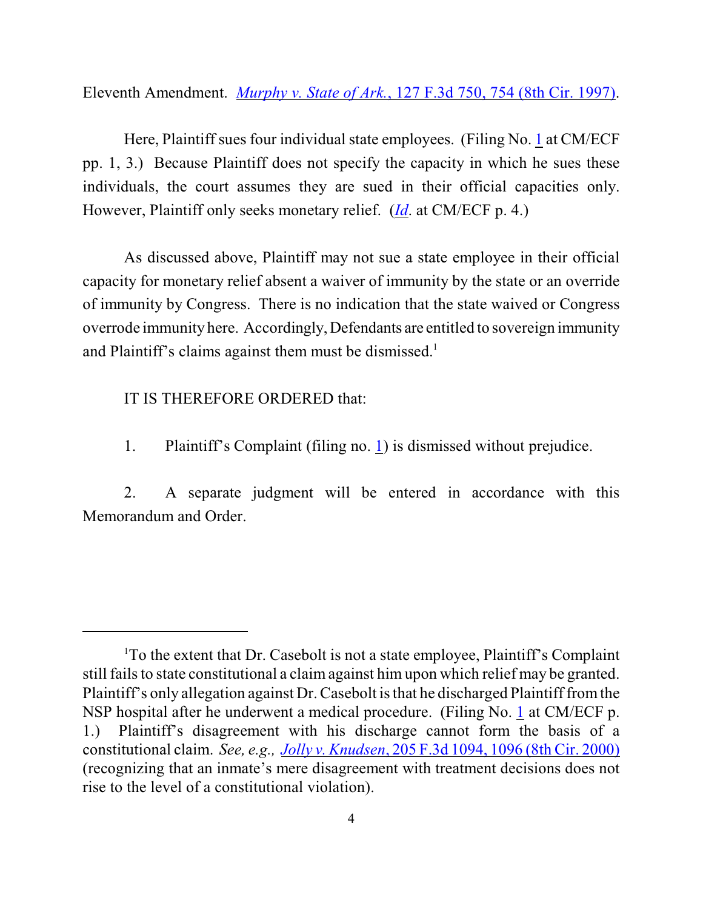Eleventh Amendment. *Murphy v. State of Ark.*, 127 F.3d 750, 754 (8th Cir. 1997).

Here, Plaintiff sues four individual state employees. (Filing No. 1 at CM/ECF pp. 1, 3.) Because Plaintiff does not specify the capacity in which he sues these individuals, the court assumes they are sued in their official capacities only. However, Plaintiff only seeks monetary relief. (*Id*. at CM/ECF p. 4.)

As discussed above, Plaintiff may not sue a state employee in their official capacity for monetary relief absent a waiver of immunity by the state or an override of immunity by Congress. There is no indication that the state waived or Congress overrode immunity here. Accordingly, Defendants are entitled to sovereign immunity and Plaintiff's claims against them must be dismissed.[1]

IT IS THEREFORE ORDERED that:

1. Plaintiff's Complaint (filing no. 1) is dismissed without prejudice.

2. A separate judgment will be entered in accordance with this Memorandum and Order.

---

[1]To the extent that Dr. Casebolt is not a state employee, Plaintiff's Complaint still fails to state constitutional a claim against him upon which relief may be granted. Plaintiff's only allegation against Dr. Casebolt is that he discharged Plaintiff from the NSP hospital after he underwent a medical procedure. (Filing No. 1 at CM/ECF p. 1.) Plaintiff's disagreement with his discharge cannot form the basis of a constitutional claim. *See, e.g., Jolly v. Knudsen*, 205 F.3d 1094, 1096 (8th Cir. 2000) (recognizing that an inmate's mere disagreement with treatment decisions does not rise to the level of a constitutional violation).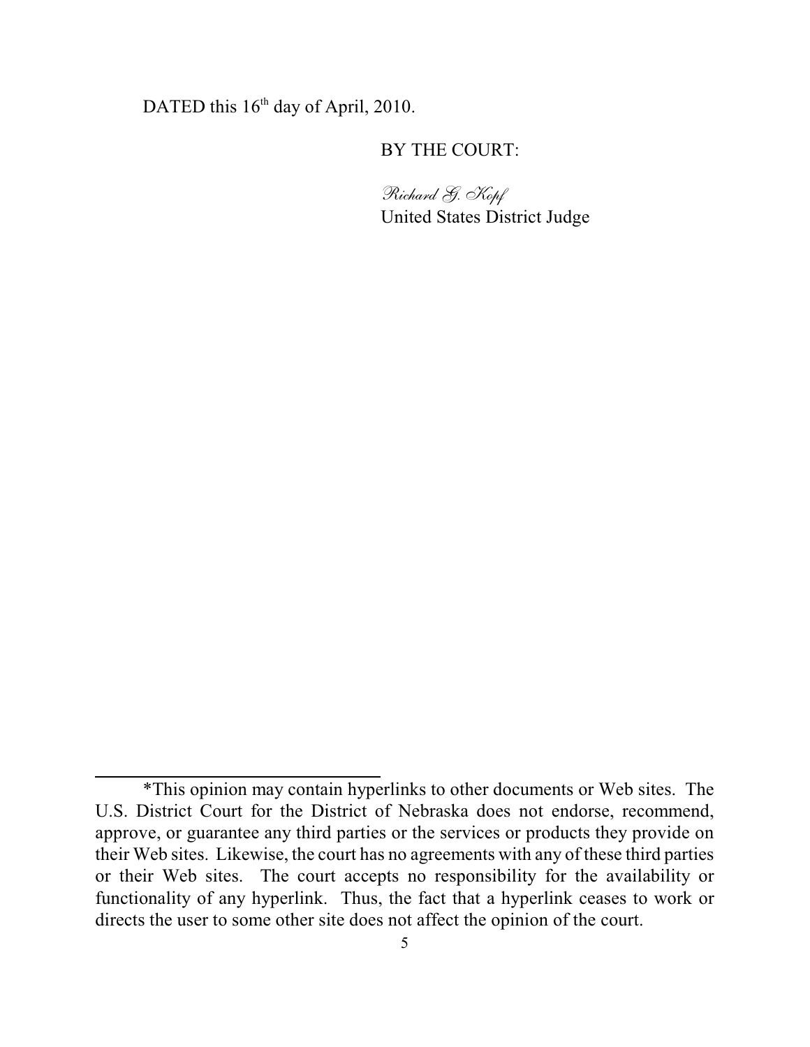DATED this 16th day of April, 2010.

BY THE COURT:

*Richard G. Kopf*
United States District Judge

---

*This opinion may contain hyperlinks to other documents or Web sites. The U.S. District Court for the District of Nebraska does not endorse, recommend, approve, or guarantee any third parties or the services or products they provide on their Web sites. Likewise, the court has no agreements with any of these third parties or their Web sites. The court accepts no responsibility for the availability or functionality of any hyperlink. Thus, the fact that a hyperlink ceases to work or directs the user to some other site does not affect the opinion of the court.